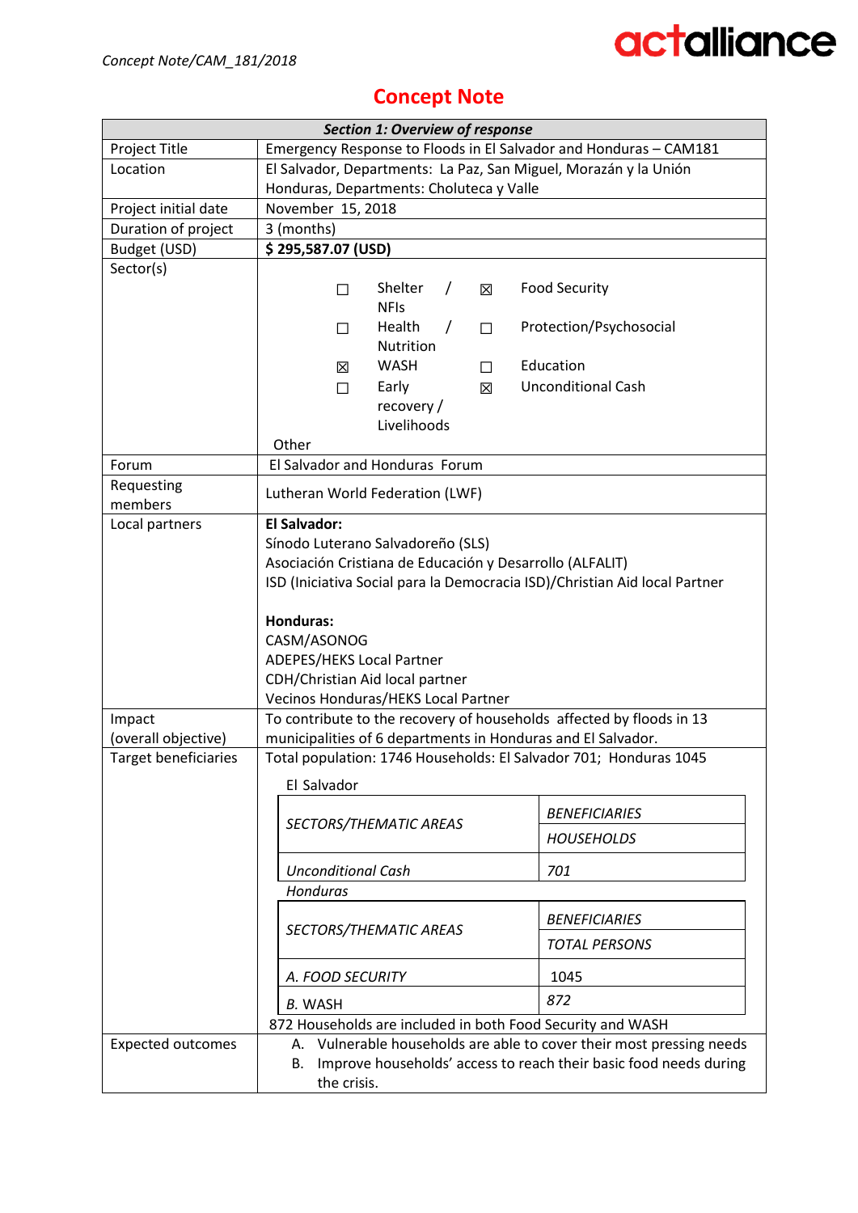Concept Note/CAM_181/2018

# Concept Note

| ***Section 1: Overview of response*** | |
|---|---|
| Project Title | Emergency Response to Floods in El Salvador and Honduras – CAM181 |
| Location | El Salvador, Departments: La Paz, San Miguel, Morazán y la Unión<br>Honduras, Departments: Choluteca y Valle |
| Project initial date | November 15, 2018 |
| Duration of project | 3 (months) |
| Budget (USD) | **$ 295,587.07 (USD)** |
| Sector(s) | ☐ Shelter / NFIs<br>☒ Food Security<br>☐ Health / Nutrition<br>☐ Protection/Psychosocial<br>☒ WASH<br>☐ Education<br>☐ Early recovery / Livelihoods<br>☒ Unconditional Cash<br>Other |
| Forum | El Salvador and Honduras Forum |
| Requesting members | Lutheran World Federation (LWF) |
| Local partners | **El Salvador:**<br>Sínodo Luterano Salvadoreño (SLS)<br>Asociación Cristiana de Educación y Desarrollo (ALFALIT)<br>ISD (Iniciativa Social para la Democracia ISD)/Christian Aid local Partner<br><br>**Honduras:**<br>CASM/ASONOG<br>ADEPES/HEKS Local Partner<br>CDH/Christian Aid local partner<br>Vecinos Honduras/HEKS Local Partner |
| Impact (overall objective) | To contribute to the recovery of households affected by floods in 13 municipalities of 6 departments in Honduras and El Salvador. |
| Target beneficiaries | Total population: 1746 Households: El Salvador 701; Honduras 1045<br><br>El Salvador<br>*SECTORS/THEMATIC AREAS* — *BENEFICIARIES HOUSEHOLDS*<br>*Unconditional Cash* — *701*<br><br>*Honduras*<br>*SECTORS/THEMATIC AREAS* — *BENEFICIARIES TOTAL PERSONS*<br>*A. FOOD SECURITY* — 1045<br>*B.* WASH — *872*<br><br>872 Households are included in both Food Security and WASH |
| Expected outcomes | A. Vulnerable households are able to cover their most pressing needs<br>B. Improve households' access to reach their basic food needs during the crisis. |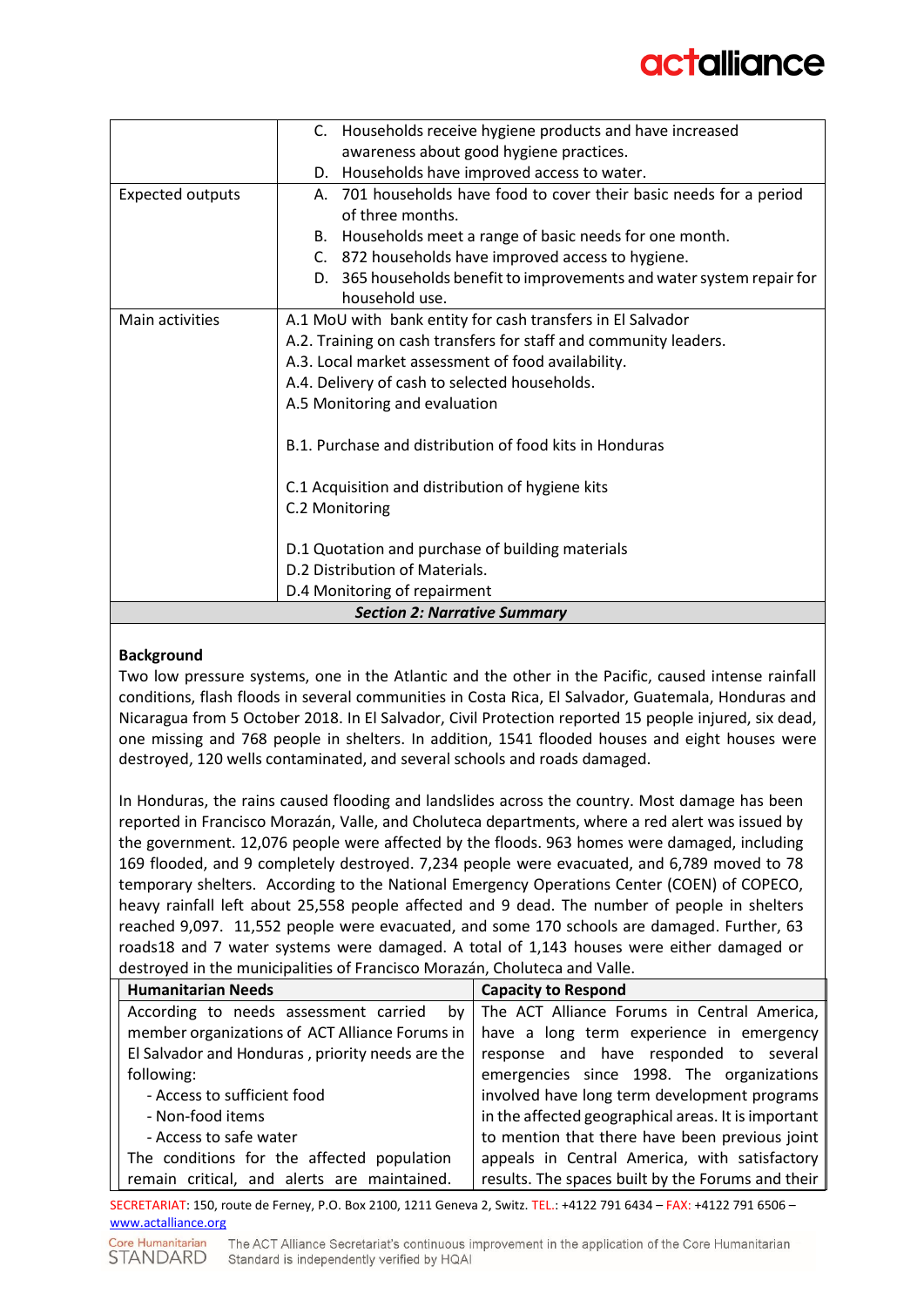| | |
|---|---|
| | C. Households receive hygiene products and have increased awareness about good hygiene practices.<br>D. Households have improved access to water. |
| Expected outputs | A. 701 households have food to cover their basic needs for a period of three months.<br>B. Households meet a range of basic needs for one month.<br>C. 872 households have improved access to hygiene.<br>D. 365 households benefit to improvements and water system repair for household use. |
| Main activities | A.1 MoU with bank entity for cash transfers in El Salvador<br>A.2. Training on cash transfers for staff and community leaders.<br>A.3. Local market assessment of food availability.<br>A.4. Delivery of cash to selected households.<br>A.5 Monitoring and evaluation<br><br>B.1. Purchase and distribution of food kits in Honduras<br><br>C.1 Acquisition and distribution of hygiene kits<br>C.2 Monitoring<br><br>D.1 Quotation and purchase of building materials<br>D.2 Distribution of Materials.<br>D.4 Monitoring of repairment |

***Section 2: Narrative Summary***

**Background**

Two low pressure systems, one in the Atlantic and the other in the Pacific, caused intense rainfall conditions, flash floods in several communities in Costa Rica, El Salvador, Guatemala, Honduras and Nicaragua from 5 October 2018. In El Salvador, Civil Protection reported 15 people injured, six dead, one missing and 768 people in shelters. In addition, 1541 flooded houses and eight houses were destroyed, 120 wells contaminated, and several schools and roads damaged.

In Honduras, the rains caused flooding and landslides across the country. Most damage has been reported in Francisco Morazán, Valle, and Choluteca departments, where a red alert was issued by the government. 12,076 people were affected by the floods. 963 homes were damaged, including 169 flooded, and 9 completely destroyed. 7,234 people were evacuated, and 6,789 moved to 78 temporary shelters. According to the National Emergency Operations Center (COEN) of COPECO, heavy rainfall left about 25,558 people affected and 9 dead. The number of people in shelters reached 9,097. 11,552 people were evacuated, and some 170 schools are damaged. Further, 63 roads18 and 7 water systems were damaged. A total of 1,143 houses were either damaged or destroyed in the municipalities of Francisco Morazán, Choluteca and Valle.

| Humanitarian Needs | Capacity to Respond |
|---|---|
| According to needs assessment carried by member organizations of ACT Alliance Forums in El Salvador and Honduras , priority needs are the following:<br>- Access to sufficient food<br>- Non-food items<br>- Access to safe water<br>The conditions for the affected population remain critical, and alerts are maintained. | The ACT Alliance Forums in Central America, have a long term experience in emergency response and have responded to several emergencies since 1998. The organizations involved have long term development programs in the affected geographical areas. It is important to mention that there have been previous joint appeals in Central America, with satisfactory results. The spaces built by the Forums and their |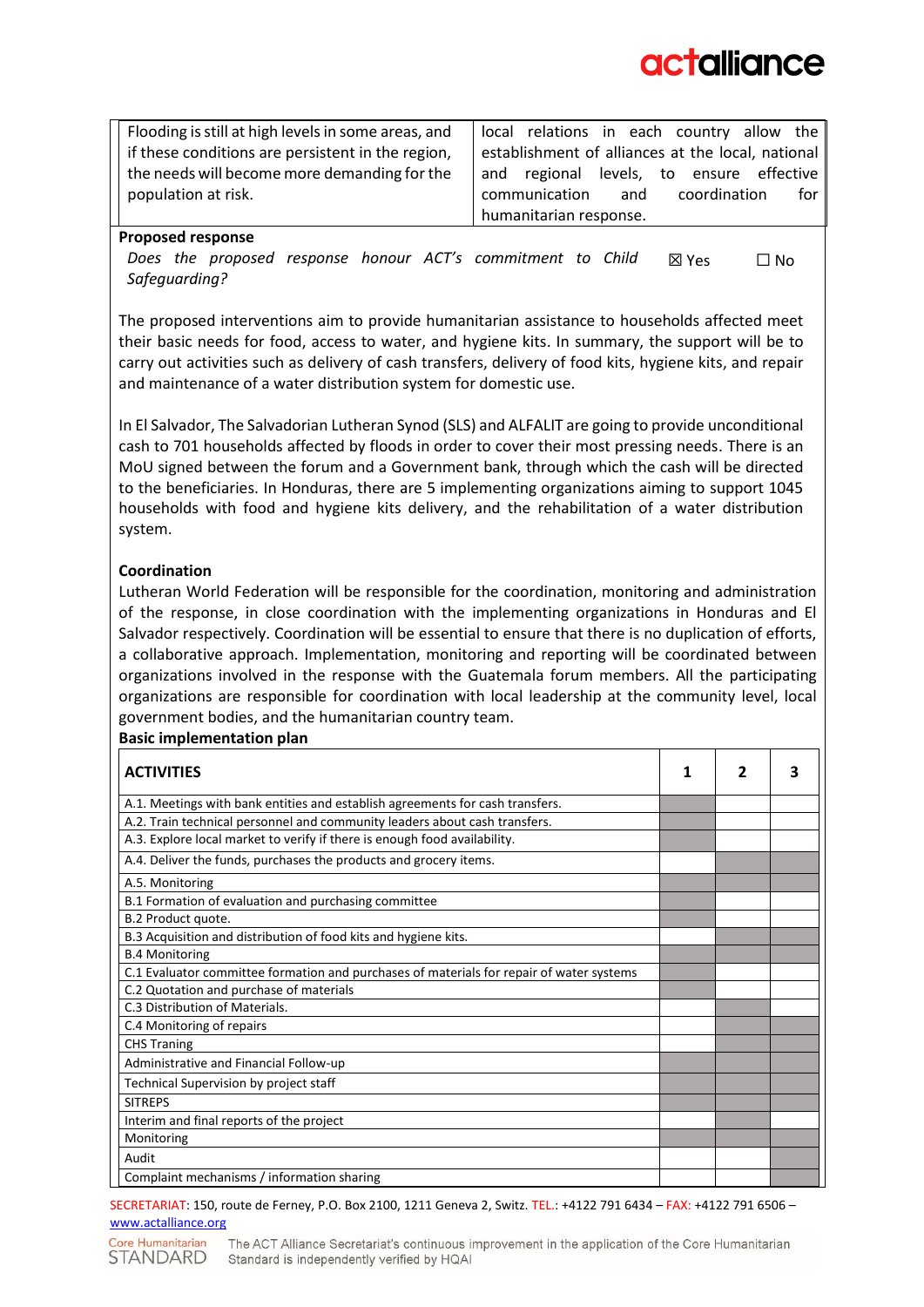| | |
|---|---|
| Flooding is still at high levels in some areas, and if these conditions are persistent in the region, the needs will become more demanding for the population at risk. | local relations in each country allow the establishment of alliances at the local, national and regional levels, to ensure effective communication and coordination for humanitarian response. |

**Proposed response**

*Does the proposed response honour ACT's commitment to Child Safeguarding?* ☒ Yes ☐ No

The proposed interventions aim to provide humanitarian assistance to households affected meet their basic needs for food, access to water, and hygiene kits. In summary, the support will be to carry out activities such as delivery of cash transfers, delivery of food kits, hygiene kits, and repair and maintenance of a water distribution system for domestic use.

In El Salvador, The Salvadorian Lutheran Synod (SLS) and ALFALIT are going to provide unconditional cash to 701 households affected by floods in order to cover their most pressing needs. There is an MoU signed between the forum and a Government bank, through which the cash will be directed to the beneficiaries. In Honduras, there are 5 implementing organizations aiming to support 1045 households with food and hygiene kits delivery, and the rehabilitation of a water distribution system.

**Coordination**

Lutheran World Federation will be responsible for the coordination, monitoring and administration of the response, in close coordination with the implementing organizations in Honduras and El Salvador respectively. Coordination will be essential to ensure that there is no duplication of efforts, a collaborative approach. Implementation, monitoring and reporting will be coordinated between organizations involved in the response with the Guatemala forum members. All the participating organizations are responsible for coordination with local leadership at the community level, local government bodies, and the humanitarian country team.

**Basic implementation plan**

| ACTIVITIES | 1 | 2 | 3 |
|---|---|---|---|
| A.1. Meetings with bank entities and establish agreements for cash transfers. | X | | |
| A.2. Train technical personnel and community leaders about cash transfers. | X | | |
| A.3. Explore local market to verify if there is enough food availability. | X | | |
| A.4. Deliver the funds, purchases the products and grocery items. | | X | X |
| A.5. Monitoring | X | X | X |
| B.1 Formation of evaluation and purchasing committee | X | | |
| B.2 Product quote. | X | | |
| B.3 Acquisition and distribution of food kits and hygiene kits. | | X | X |
| B.4 Monitoring | X | X | X |
| C.1 Evaluator committee formation and purchases of materials for repair of water systems | X | | |
| C.2 Quotation and purchase of materials | X | | |
| C.3 Distribution of Materials. | | X | |
| C.4 Monitoring of repairs | | X | X |
| CHS Traning | | | X |
| Administrative and Financial Follow-up | X | X | X |
| Technical Supervision by project staff | X | X | X |
| SITREPS | X | X | X |
| Interim and final reports of the project | | X | |
| Monitoring | X | X | X |
| Audit | | | X |
| Complaint mechanisms / information sharing | | | X |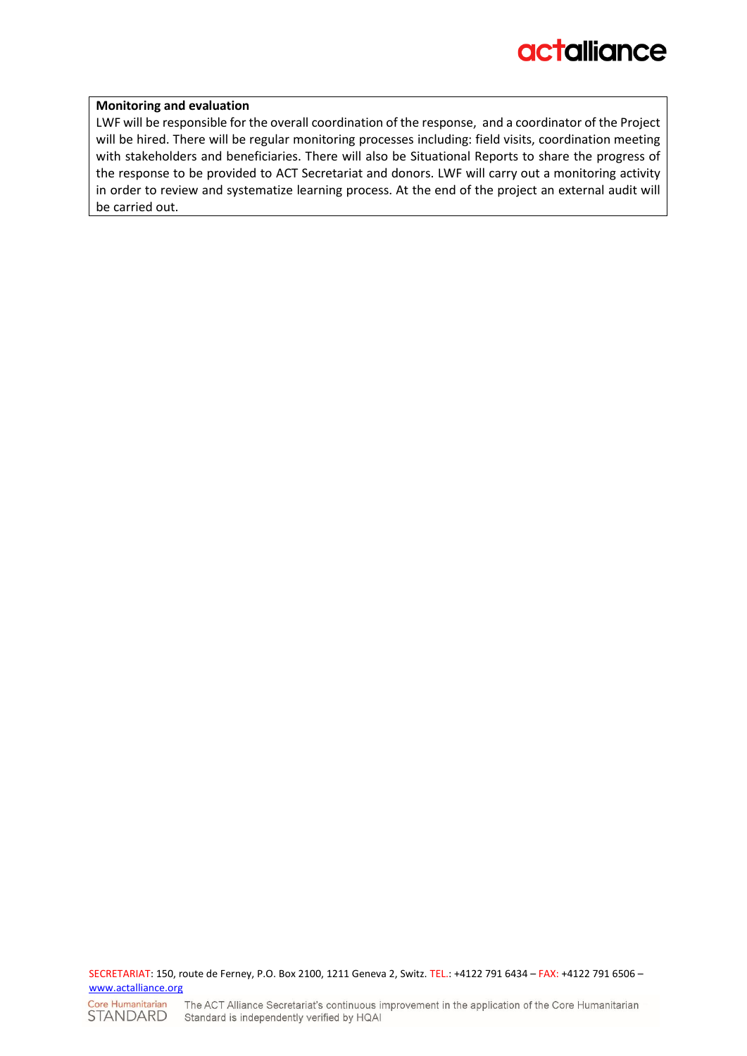**Monitoring and evaluation**

LWF will be responsible for the overall coordination of the response, and a coordinator of the Project will be hired. There will be regular monitoring processes including: field visits, coordination meeting with stakeholders and beneficiaries. There will also be Situational Reports to share the progress of the response to be provided to ACT Secretariat and donors. LWF will carry out a monitoring activity in order to review and systematize learning process. At the end of the project an external audit will be carried out.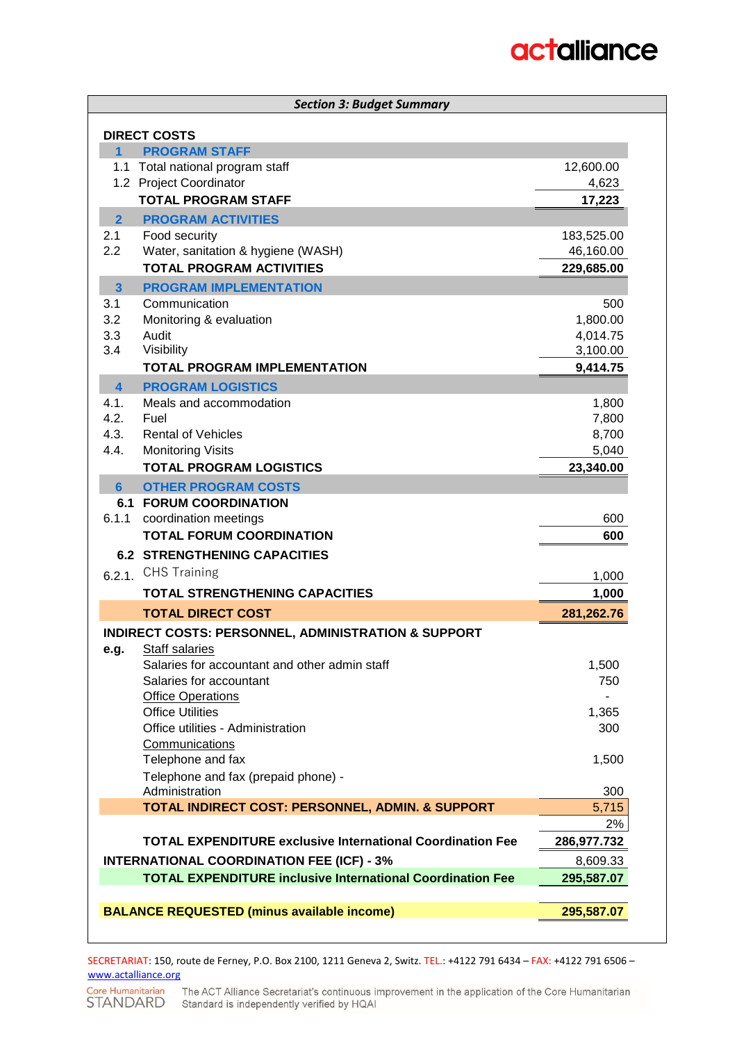| *Section 3: Budget Summary* | | |
|---|---|---|
| **DIRECT COSTS** | | |
| **1** | **PROGRAM STAFF** | |
| 1.1 | Total national program staff | 12,600.00 |
| 1.2 | Project Coordinator | 4,623 |
| | **TOTAL PROGRAM STAFF** | **17,223** |
| **2** | **PROGRAM ACTIVITIES** | |
| 2.1 | Food security | 183,525.00 |
| 2.2 | Water, sanitation & hygiene (WASH) | 46,160.00 |
| | **TOTAL PROGRAM ACTIVITIES** | **229,685.00** |
| **3** | **PROGRAM IMPLEMENTATION** | |
| 3.1 | Communication | 500 |
| 3.2 | Monitoring & evaluation | 1,800.00 |
| 3.3 | Audit | 4,014.75 |
| 3.4 | Visibility | 3,100.00 |
| | **TOTAL PROGRAM IMPLEMENTATION** | **9,414.75** |
| **4** | **PROGRAM LOGISTICS** | |
| 4.1. | Meals and accommodation | 1,800 |
| 4.2. | Fuel | 7,800 |
| 4.3. | Rental of Vehicles | 8,700 |
| 4.4. | Monitoring Visits | 5,040 |
| | **TOTAL PROGRAM LOGISTICS** | **23,340.00** |
| **6** | **OTHER PROGRAM COSTS** | |
| **6.1** | **FORUM COORDINATION** | |
| 6.1.1 | coordination meetings | 600 |
| | **TOTAL FORUM COORDINATION** | **600** |
| **6.2** | **STRENGTHENING CAPACITIES** | |
| 6.2.1. | CHS Training | 1,000 |
| | **TOTAL STRENGTHENING CAPACITIES** | **1,000** |
| | **TOTAL DIRECT COST** | **281,262.76** |
| **INDIRECT COSTS: PERSONNEL, ADMINISTRATION & SUPPORT** | | |
| **e.g.** | Staff salaries | |
| | Salaries for accountant and other admin staff | 1,500 |
| | Salaries for accountant | 750 |
| | Office Operations | - |
| | Office Utilities | 1,365 |
| | Office utilities - Administration | 300 |
| | Communications | |
| | Telephone and fax | 1,500 |
| | Telephone and fax (prepaid phone) - Administration | 300 |
| | **TOTAL INDIRECT COST: PERSONNEL, ADMIN. & SUPPORT** | 5,715 |
| | | 2% |
| | **TOTAL EXPENDITURE exclusive International Coordination Fee** | **286,977.732** |
| **INTERNATIONAL COORDINATION FEE (ICF) - 3%** | | 8,609.33 |
| | **TOTAL EXPENDITURE inclusive International Coordination Fee** | **295,587.07** |
| **BALANCE REQUESTED (minus available income)** | | **295,587.07** |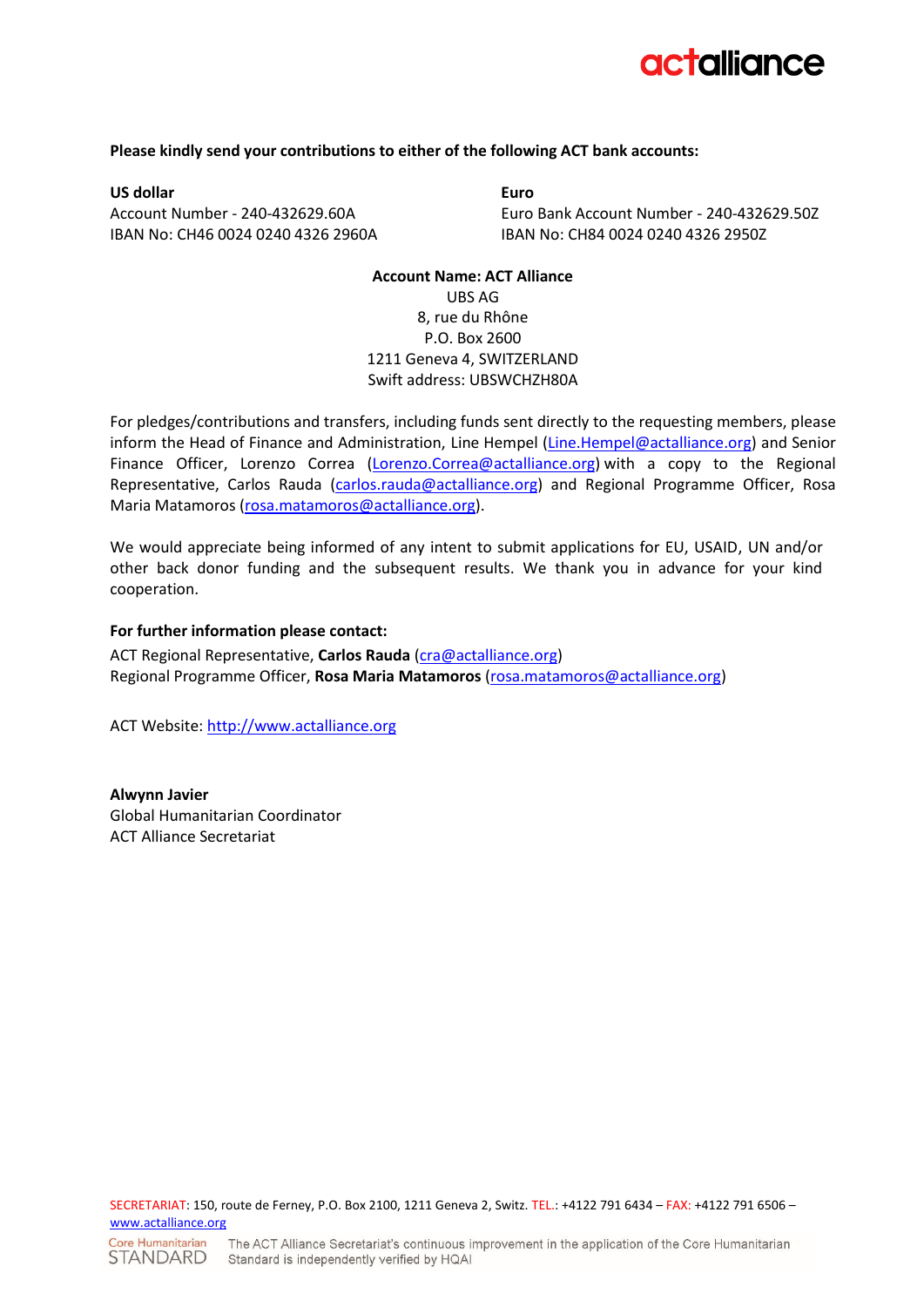**Please kindly send your contributions to either of the following ACT bank accounts:**

**US dollar**
Account Number - 240-432629.60A
IBAN No: CH46 0024 0240 4326 2960A

**Euro**
Euro Bank Account Number - 240-432629.50Z
IBAN No: CH84 0024 0240 4326 2950Z

**Account Name: ACT Alliance**
UBS AG
8, rue du Rhône
P.O. Box 2600
1211 Geneva 4, SWITZERLAND
Swift address: UBSWCHZH80A

For pledges/contributions and transfers, including funds sent directly to the requesting members, please inform the Head of Finance and Administration, Line Hempel (Line.Hempel@actalliance.org) and Senior Finance Officer, Lorenzo Correa (Lorenzo.Correa@actalliance.org) with a copy to the Regional Representative, Carlos Rauda (carlos.rauda@actalliance.org) and Regional Programme Officer, Rosa Maria Matamoros (rosa.matamoros@actalliance.org).

We would appreciate being informed of any intent to submit applications for EU, USAID, UN and/or other back donor funding and the subsequent results. We thank you in advance for your kind cooperation.

**For further information please contact:**
ACT Regional Representative, **Carlos Rauda** (cra@actalliance.org)
Regional Programme Officer, **Rosa Maria Matamoros** (rosa.matamoros@actalliance.org)

ACT Website: http://www.actalliance.org

**Alwynn Javier**
Global Humanitarian Coordinator
ACT Alliance Secretariat

SECRETARIAT: 150, route de Ferney, P.O. Box 2100, 1211 Geneva 2, Switz. TEL.: +4122 791 6434 – FAX: +4122 791 6506 – www.actalliance.org

Core Humanitarian STANDARD — The ACT Alliance Secretariat's continuous improvement in the application of the Core Humanitarian Standard is independently verified by HQAI